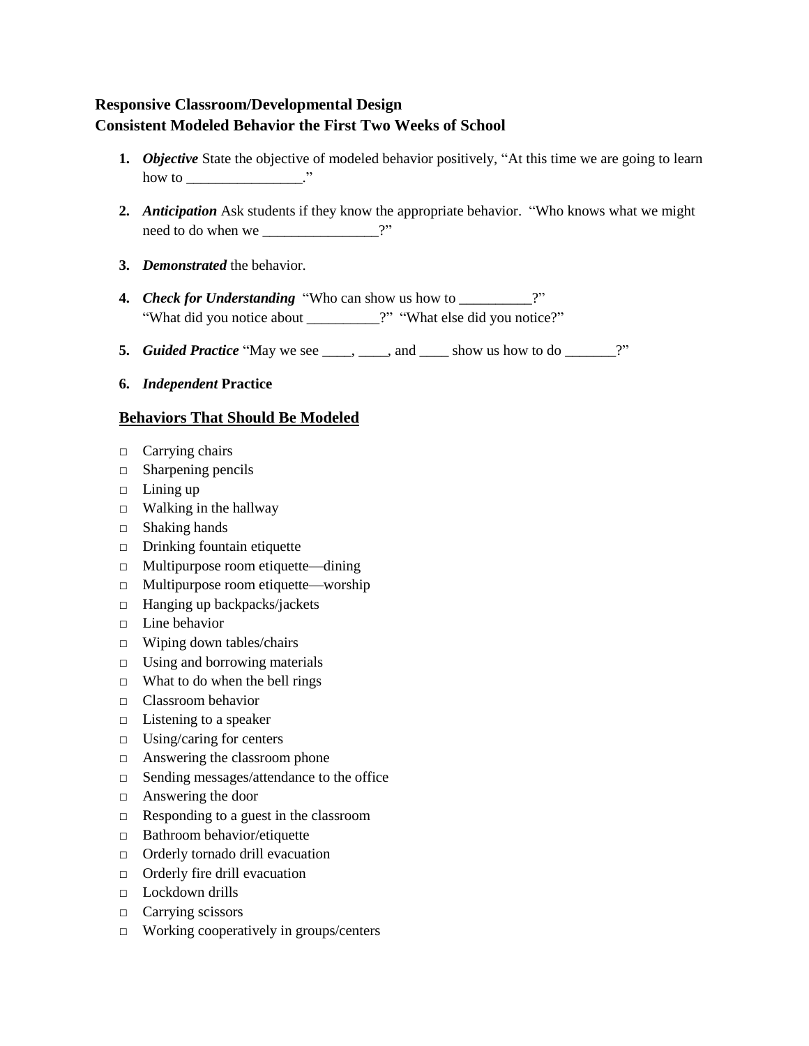**Responsive Classroom/Developmental Design**
**Consistent Modeled Behavior the First Two Weeks of School**

1. ***Objective*** State the objective of modeled behavior positively, "At this time we are going to learn how to ________________."
2. ***Anticipation*** Ask students if they know the appropriate behavior. "Who knows what we might need to do when we ________________?"
3. ***Demonstrated*** the behavior.
4. ***Check for Understanding*** "Who can show us how to __________?" "What did you notice about __________?" "What else did you notice?"
5. ***Guided Practice*** "May we see ____, ____, and ____ show us how to do _______?"
6. ***Independent* Practice**

**<u>Behaviors That Should Be Modeled</u>**

- □ Carrying chairs
- □ Sharpening pencils
- □ Lining up
- □ Walking in the hallway
- □ Shaking hands
- □ Drinking fountain etiquette
- □ Multipurpose room etiquette—dining
- □ Multipurpose room etiquette—worship
- □ Hanging up backpacks/jackets
- □ Line behavior
- □ Wiping down tables/chairs
- □ Using and borrowing materials
- □ What to do when the bell rings
- □ Classroom behavior
- □ Listening to a speaker
- □ Using/caring for centers
- □ Answering the classroom phone
- □ Sending messages/attendance to the office
- □ Answering the door
- □ Responding to a guest in the classroom
- □ Bathroom behavior/etiquette
- □ Orderly tornado drill evacuation
- □ Orderly fire drill evacuation
- □ Lockdown drills
- □ Carrying scissors
- □ Working cooperatively in groups/centers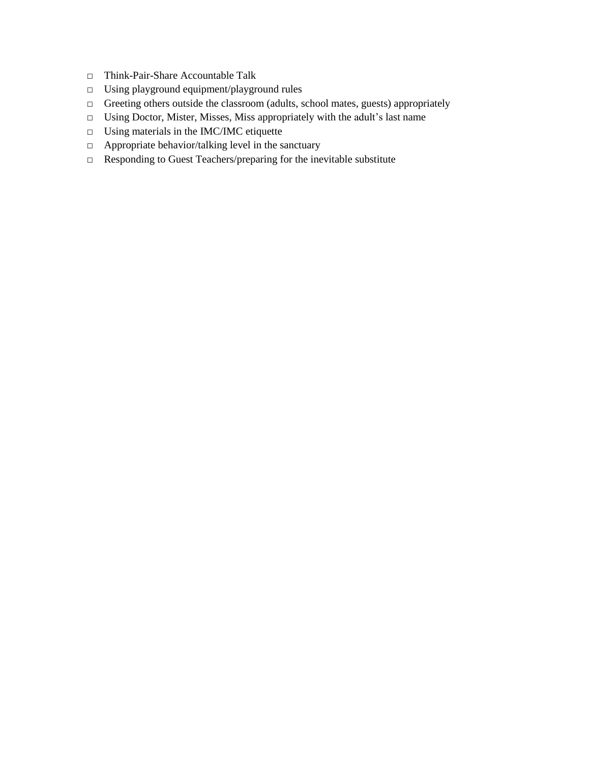- □ Think-Pair-Share Accountable Talk
- □ Using playground equipment/playground rules
- □ Greeting others outside the classroom (adults, school mates, guests) appropriately
- □ Using Doctor, Mister, Misses, Miss appropriately with the adult's last name
- □ Using materials in the IMC/IMC etiquette
- □ Appropriate behavior/talking level in the sanctuary
- □ Responding to Guest Teachers/preparing for the inevitable substitute